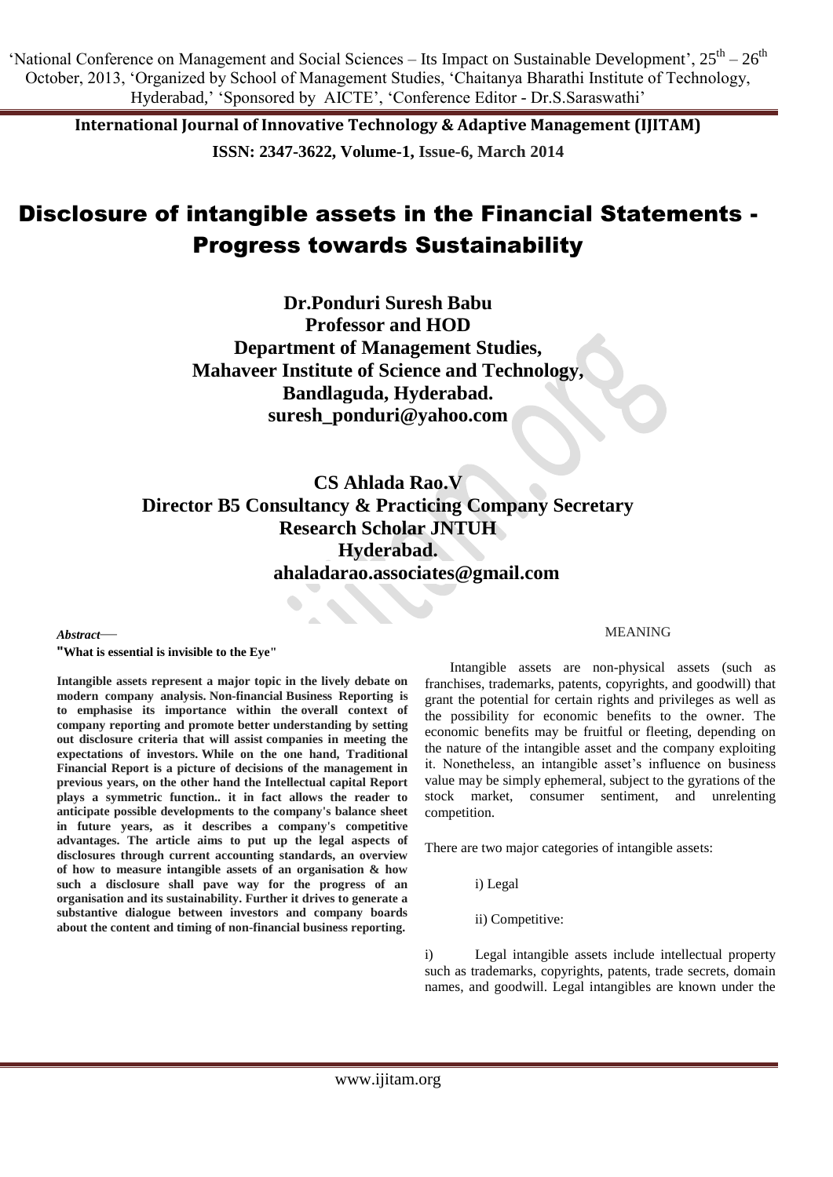# Disclosure of intangible assets in the Financial Statements - Progress towards Sustainability

**Dr.Ponduri Suresh Babu**
**Professor and HOD**
**Department of Management Studies,**
**Mahaveer Institute of Science and Technology,**
**Bandlaguda, Hyderabad.**
**suresh_ponduri@yahoo.com**

**CS Ahlada Rao.V**
**Director B5 Consultancy & Practicing Company Secretary**
**Research Scholar JNTUH**
**Hyderabad.**
**ahaladarao.associates@gmail.com**

***Abstract*—**

**"What is essential is invisible to the Eye"**

**Intangible assets represent a major topic in the lively debate on modern company analysis. Non-financial Business Reporting is to emphasise its importance within the overall context of company reporting and promote better understanding by setting out disclosure criteria that will assist companies in meeting the expectations of investors. While on the one hand, Traditional Financial Report is a picture of decisions of the management in previous years, on the other hand the Intellectual capital Report plays a symmetric function.. it in fact allows the reader to anticipate possible developments to the company's balance sheet in future years, as it describes a company's competitive advantages. The article aims to put up the legal aspects of disclosures through current accounting standards, an overview of how to measure intangible assets of an organisation & how such a disclosure shall pave way for the progress of an organisation and its sustainability. Further it drives to generate a substantive dialogue between investors and company boards about the content and timing of non-financial business reporting.**

## MEANING

Intangible assets are non-physical assets (such as franchises, trademarks, patents, copyrights, and goodwill) that grant the potential for certain rights and privileges as well as the possibility for economic benefits to the owner. The economic benefits may be fruitful or fleeting, depending on the nature of the intangible asset and the company exploiting it. Nonetheless, an intangible asset's influence on business value may be simply ephemeral, subject to the gyrations of the stock market, consumer sentiment, and unrelenting competition.

There are two major categories of intangible assets:

i) Legal

ii) Competitive:

i) Legal intangible assets include intellectual property such as trademarks, copyrights, patents, trade secrets, domain names, and goodwill. Legal intangibles are known under the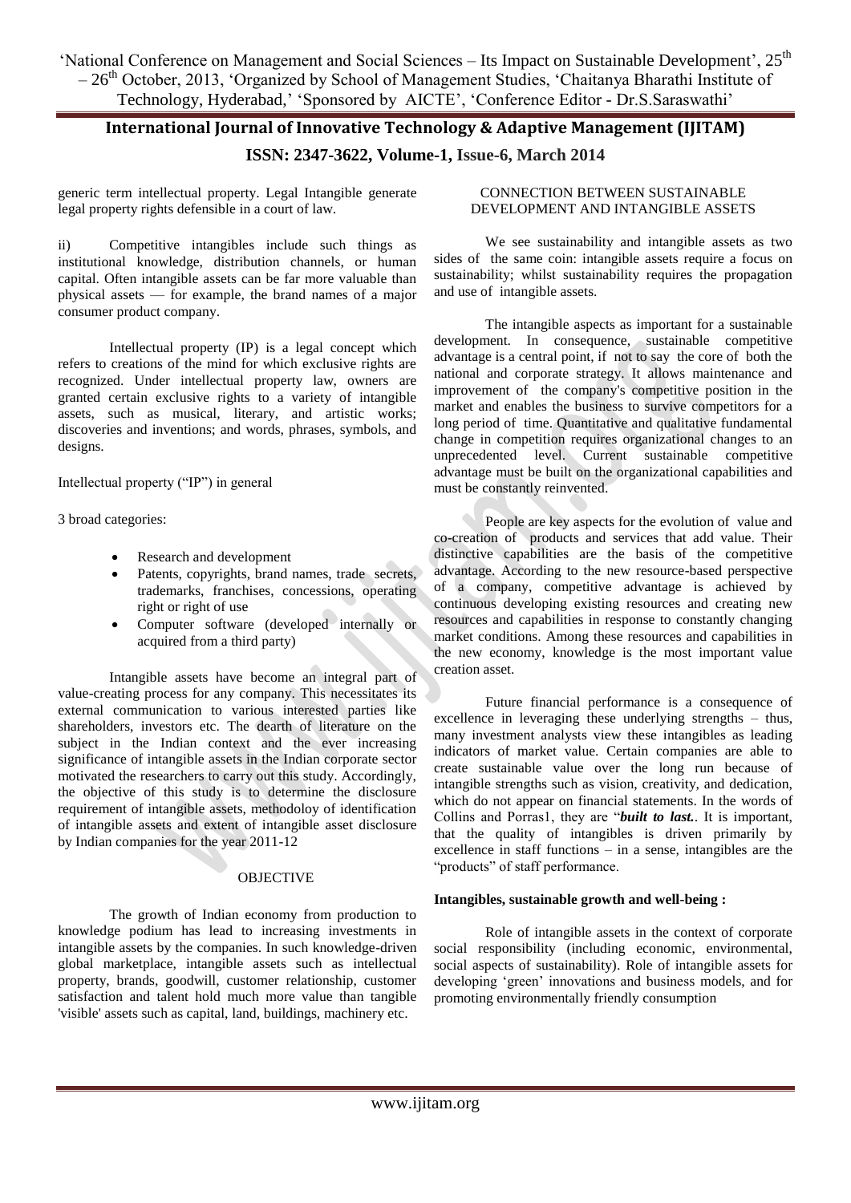generic term intellectual property. Legal Intangible generate legal property rights defensible in a court of law.

ii) Competitive intangibles include such things as institutional knowledge, distribution channels, or human capital. Often intangible assets can be far more valuable than physical assets — for example, the brand names of a major consumer product company.

Intellectual property (IP) is a legal concept which refers to creations of the mind for which exclusive rights are recognized. Under intellectual property law, owners are granted certain exclusive rights to a variety of intangible assets, such as musical, literary, and artistic works; discoveries and inventions; and words, phrases, symbols, and designs.

Intellectual property ("IP") in general

3 broad categories:

- Research and development
- Patents, copyrights, brand names, trade secrets, trademarks, franchises, concessions, operating right or right of use
- Computer software (developed internally or acquired from a third party)

Intangible assets have become an integral part of value-creating process for any company. This necessitates its external communication to various interested parties like shareholders, investors etc. The dearth of literature on the subject in the Indian context and the ever increasing significance of intangible assets in the Indian corporate sector motivated the researchers to carry out this study. Accordingly, the objective of this study is to determine the disclosure requirement of intangible assets, methodoloy of identification of intangible assets and extent of intangible asset disclosure by Indian companies for the year 2011-12

## OBJECTIVE

The growth of Indian economy from production to knowledge podium has lead to increasing investments in intangible assets by the companies. In such knowledge-driven global marketplace, intangible assets such as intellectual property, brands, goodwill, customer relationship, customer satisfaction and talent hold much more value than tangible 'visible' assets such as capital, land, buildings, machinery etc.

## CONNECTION BETWEEN SUSTAINABLE DEVELOPMENT AND INTANGIBLE ASSETS

We see sustainability and intangible assets as two sides of the same coin: intangible assets require a focus on sustainability; whilst sustainability requires the propagation and use of intangible assets.

The intangible aspects as important for a sustainable development. In consequence, sustainable competitive advantage is a central point, if not to say the core of both the national and corporate strategy. It allows maintenance and improvement of the company's competitive position in the market and enables the business to survive competitors for a long period of time. Quantitative and qualitative fundamental change in competition requires organizational changes to an unprecedented level. Current sustainable competitive advantage must be built on the organizational capabilities and must be constantly reinvented.

People are key aspects for the evolution of value and co-creation of products and services that add value. Their distinctive capabilities are the basis of the competitive advantage. According to the new resource-based perspective of a company, competitive advantage is achieved by continuous developing existing resources and creating new resources and capabilities in response to constantly changing market conditions. Among these resources and capabilities in the new economy, knowledge is the most important value creation asset.

Future financial performance is a consequence of excellence in leveraging these underlying strengths – thus, many investment analysts view these intangibles as leading indicators of market value. Certain companies are able to create sustainable value over the long run because of intangible strengths such as vision, creativity, and dedication, which do not appear on financial statements. In the words of Collins and Porras1, they are "***built to last.***. It is important, that the quality of intangibles is driven primarily by excellence in staff functions – in a sense, intangibles are the "products" of staff performance.

**Intangibles, sustainable growth and well-being :**

Role of intangible assets in the context of corporate social responsibility (including economic, environmental, social aspects of sustainability). Role of intangible assets for developing 'green' innovations and business models, and for promoting environmentally friendly consumption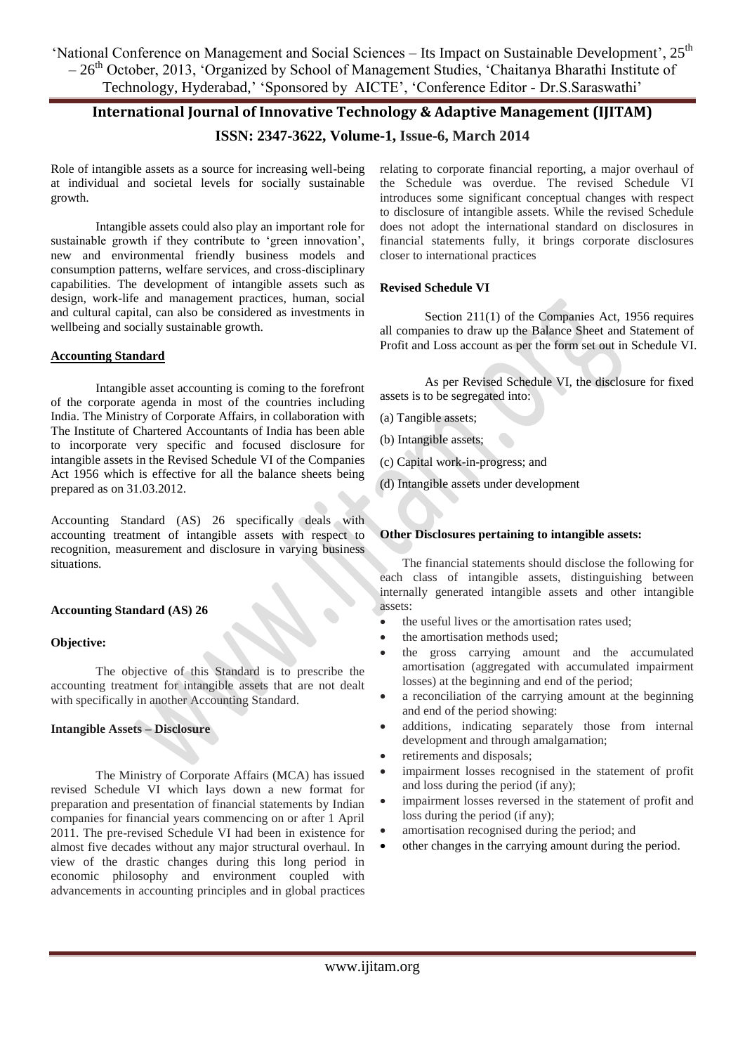Role of intangible assets as a source for increasing well-being at individual and societal levels for socially sustainable growth.

Intangible assets could also play an important role for sustainable growth if they contribute to 'green innovation', new and environmental friendly business models and consumption patterns, welfare services, and cross-disciplinary capabilities. The development of intangible assets such as design, work-life and management practices, human, social and cultural capital, can also be considered as investments in wellbeing and socially sustainable growth.

## Accounting Standard

Intangible asset accounting is coming to the forefront of the corporate agenda in most of the countries including India. The Ministry of Corporate Affairs, in collaboration with The Institute of Chartered Accountants of India has been able to incorporate very specific and focused disclosure for intangible assets in the Revised Schedule VI of the Companies Act 1956 which is effective for all the balance sheets being prepared as on 31.03.2012.

Accounting Standard (AS) 26 specifically deals with accounting treatment of intangible assets with respect to recognition, measurement and disclosure in varying business situations.

### Accounting Standard (AS) 26

**Objective:**

The objective of this Standard is to prescribe the accounting treatment for intangible assets that are not dealt with specifically in another Accounting Standard.

### Intangible Assets – Disclosure

The Ministry of Corporate Affairs (MCA) has issued revised Schedule VI which lays down a new format for preparation and presentation of financial statements by Indian companies for financial years commencing on or after 1 April 2011. The pre-revised Schedule VI had been in existence for almost five decades without any major structural overhaul. In view of the drastic changes during this long period in economic philosophy and environment coupled with advancements in accounting principles and in global practices relating to corporate financial reporting, a major overhaul of the Schedule was overdue. The revised Schedule VI introduces some significant conceptual changes with respect to disclosure of intangible assets. While the revised Schedule does not adopt the international standard on disclosures in financial statements fully, it brings corporate disclosures closer to international practices

### Revised Schedule VI

Section 211(1) of the Companies Act, 1956 requires all companies to draw up the Balance Sheet and Statement of Profit and Loss account as per the form set out in Schedule VI.

As per Revised Schedule VI, the disclosure for fixed assets is to be segregated into:

(a) Tangible assets;

(b) Intangible assets;

(c) Capital work-in-progress; and

(d) Intangible assets under development

### Other Disclosures pertaining to intangible assets:

The financial statements should disclose the following for each class of intangible assets, distinguishing between internally generated intangible assets and other intangible assets:

- the useful lives or the amortisation rates used;
- the amortisation methods used;
- the gross carrying amount and the accumulated amortisation (aggregated with accumulated impairment losses) at the beginning and end of the period;
- a reconciliation of the carrying amount at the beginning and end of the period showing:
- additions, indicating separately those from internal development and through amalgamation;
- retirements and disposals;
- impairment losses recognised in the statement of profit and loss during the period (if any);
- impairment losses reversed in the statement of profit and loss during the period (if any);
- amortisation recognised during the period; and
- other changes in the carrying amount during the period.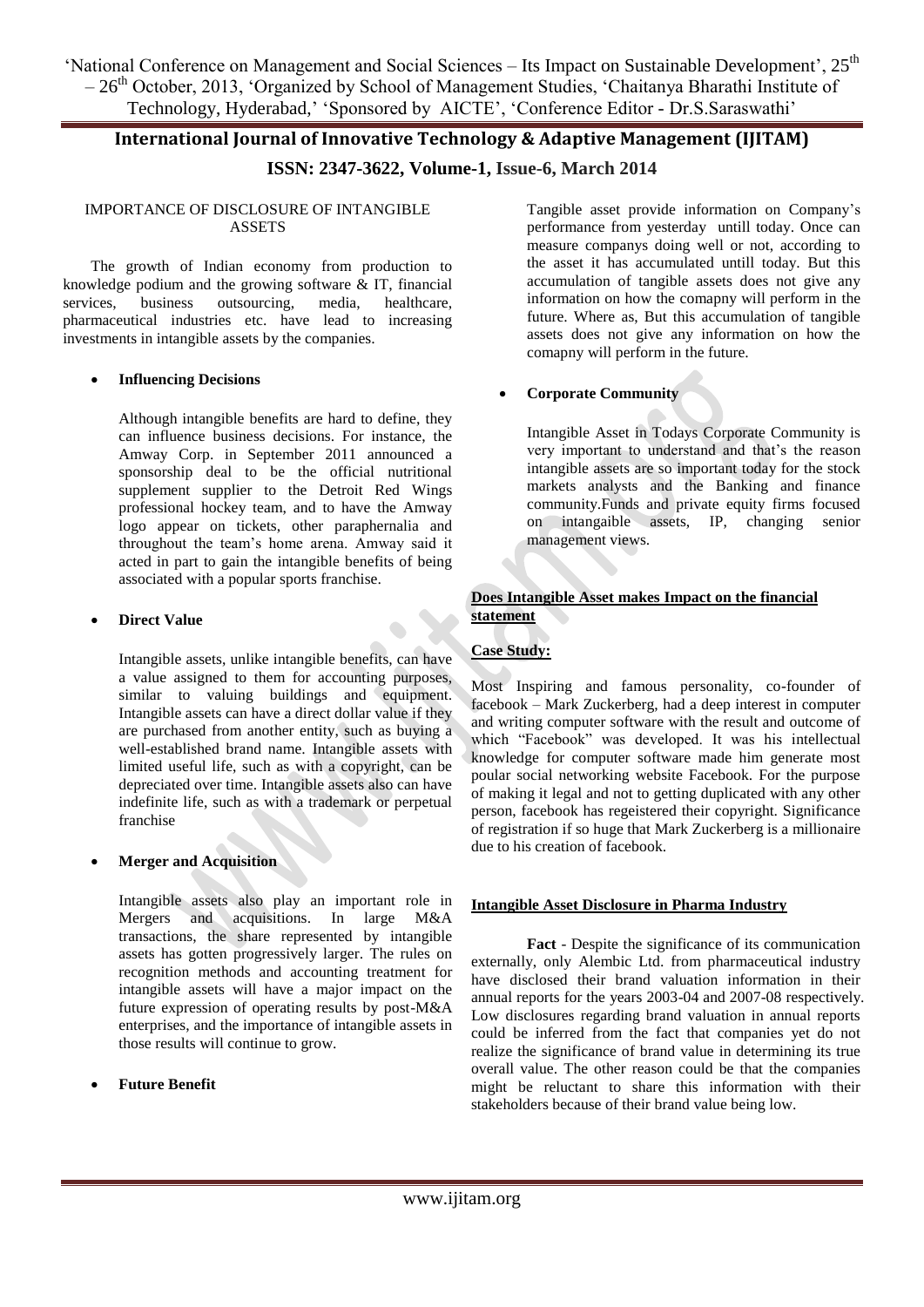IMPORTANCE OF DISCLOSURE OF INTANGIBLE ASSETS

The growth of Indian economy from production to knowledge podium and the growing software & IT, financial services, business outsourcing, media, healthcare, pharmaceutical industries etc. have lead to increasing investments in intangible assets by the companies.

- **Influencing Decisions**

  Although intangible benefits are hard to define, they can influence business decisions. For instance, the Amway Corp. in September 2011 announced a sponsorship deal to be the official nutritional supplement supplier to the Detroit Red Wings professional hockey team, and to have the Amway logo appear on tickets, other paraphernalia and throughout the team's home arena. Amway said it acted in part to gain the intangible benefits of being associated with a popular sports franchise.

- **Direct Value**

  Intangible assets, unlike intangible benefits, can have a value assigned to them for accounting purposes, similar to valuing buildings and equipment. Intangible assets can have a direct dollar value if they are purchased from another entity, such as buying a well-established brand name. Intangible assets with limited useful life, such as with a copyright, can be depreciated over time. Intangible assets also can have indefinite life, such as with a trademark or perpetual franchise

- **Merger and Acquisition**

  Intangible assets also play an important role in Mergers and acquisitions. In large M&A transactions, the share represented by intangible assets has gotten progressively larger. The rules on recognition methods and accounting treatment for intangible assets will have a major impact on the future expression of operating results by post-M&A enterprises, and the importance of intangible assets in those results will continue to grow.

- **Future Benefit**

  Tangible asset provide information on Company's performance from yesterday untill today. Once can measure companys doing well or not, according to the asset it has accumulated untill today. But this accumulation of tangible assets does not give any information on how the comapny will perform in the future. Where as, But this accumulation of tangible assets does not give any information on how the comapny will perform in the future.

- **Corporate Community**

  Intangible Asset in Todays Corporate Community is very important to understand and that's the reason intangible assets are so important today for the stock markets analysts and the Banking and finance community.Funds and private equity firms focused on intangaible assets, IP, changing senior management views.

**Does Intangible Asset makes Impact on the financial statement**

**Case Study:**

Most Inspiring and famous personality, co-founder of facebook – Mark Zuckerberg, had a deep interest in computer and writing computer software with the result and outcome of which "Facebook" was developed. It was his intellectual knowledge for computer software made him generate most poular social networking website Facebook. For the purpose of making it legal and not to getting duplicated with any other person, facebook has regeistered their copyright. Significance of registration if so huge that Mark Zuckerberg is a millionaire due to his creation of facebook.

**Intangible Asset Disclosure in Pharma Industry**

**Fact** - Despite the significance of its communication externally, only Alembic Ltd. from pharmaceutical industry have disclosed their brand valuation information in their annual reports for the years 2003-04 and 2007-08 respectively. Low disclosures regarding brand valuation in annual reports could be inferred from the fact that companies yet do not realize the significance of brand value in determining its true overall value. The other reason could be that the companies might be reluctant to share this information with their stakeholders because of their brand value being low.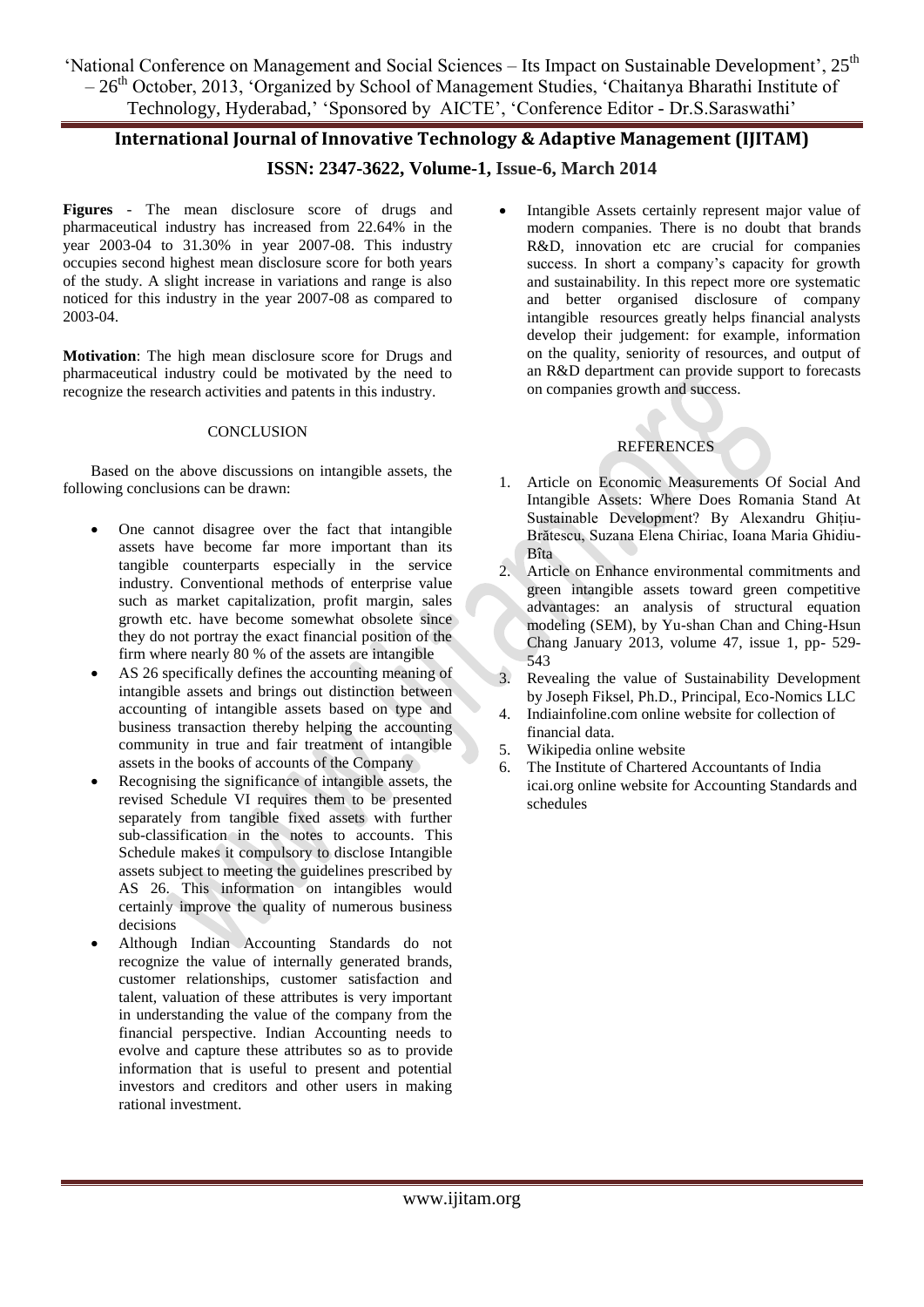**Figures** - The mean disclosure score of drugs and pharmaceutical industry has increased from 22.64% in the year 2003-04 to 31.30% in year 2007-08. This industry occupies second highest mean disclosure score for both years of the study. A slight increase in variations and range is also noticed for this industry in the year 2007-08 as compared to 2003-04.

**Motivation**: The high mean disclosure score for Drugs and pharmaceutical industry could be motivated by the need to recognize the research activities and patents in this industry.

## CONCLUSION

Based on the above discussions on intangible assets, the following conclusions can be drawn:

- One cannot disagree over the fact that intangible assets have become far more important than its tangible counterparts especially in the service industry. Conventional methods of enterprise value such as market capitalization, profit margin, sales growth etc. have become somewhat obsolete since they do not portray the exact financial position of the firm where nearly 80 % of the assets are intangible
- AS 26 specifically defines the accounting meaning of intangible assets and brings out distinction between accounting of intangible assets based on type and business transaction thereby helping the accounting community in true and fair treatment of intangible assets in the books of accounts of the Company
- Recognising the significance of intangible assets, the revised Schedule VI requires them to be presented separately from tangible fixed assets with further sub-classification in the notes to accounts. This Schedule makes it compulsory to disclose Intangible assets subject to meeting the guidelines prescribed by AS 26. This information on intangibles would certainly improve the quality of numerous business decisions
- Although Indian Accounting Standards do not recognize the value of internally generated brands, customer relationships, customer satisfaction and talent, valuation of these attributes is very important in understanding the value of the company from the financial perspective. Indian Accounting needs to evolve and capture these attributes so as to provide information that is useful to present and potential investors and creditors and other users in making rational investment.
- Intangible Assets certainly represent major value of modern companies. There is no doubt that brands R&D, innovation etc are crucial for companies success. In short a company's capacity for growth and sustainability. In this repect more ore systematic and better organised disclosure of company intangible resources greatly helps financial analysts develop their judgement: for example, information on the quality, seniority of resources, and output of an R&D department can provide support to forecasts on companies growth and success.

## REFERENCES

1. Article on Economic Measurements Of Social And Intangible Assets: Where Does Romania Stand At Sustainable Development? By Alexandru Ghițiu-Brătescu, Suzana Elena Chiriac, Ioana Maria Ghidiu-Bîta
2. Article on Enhance environmental commitments and green intangible assets toward green competitive advantages: an analysis of structural equation modeling (SEM), by Yu-shan Chan and Ching-Hsun Chang January 2013, volume 47, issue 1, pp- 529-543
3. Revealing the value of Sustainability Development by Joseph Fiksel, Ph.D., Principal, Eco-Nomics LLC
4. Indiainfoline.com online website for collection of financial data.
5. Wikipedia online website
6. The Institute of Chartered Accountants of India icai.org online website for Accounting Standards and schedules